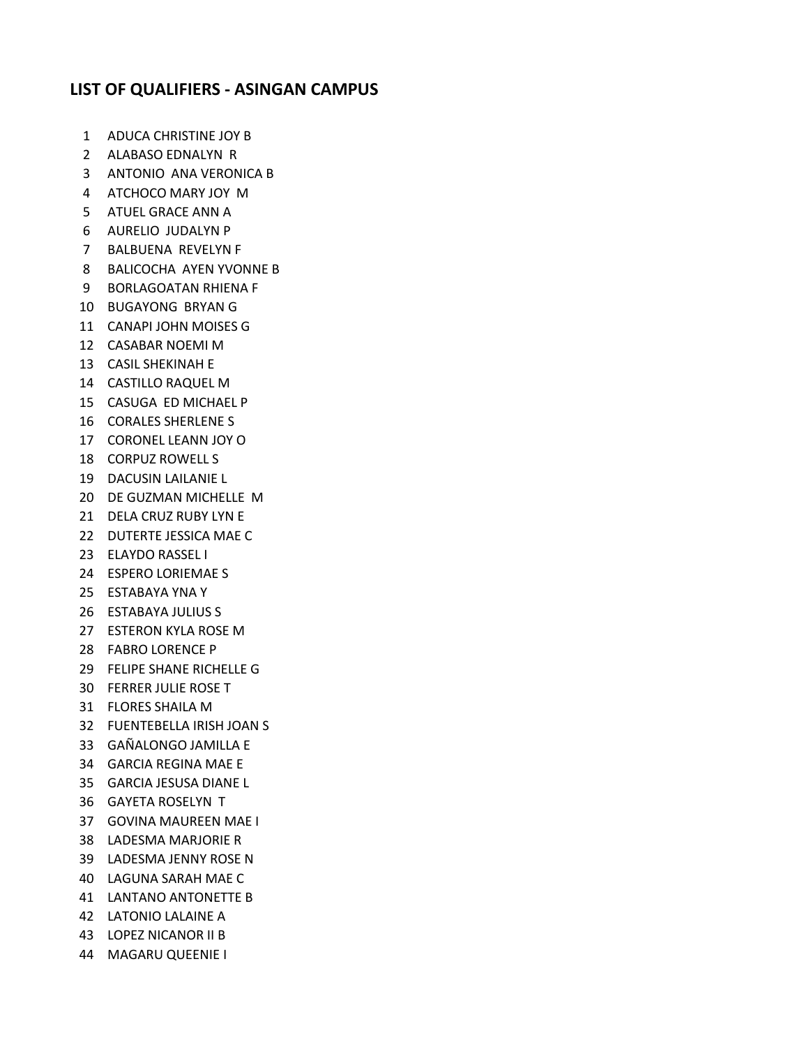## LIST OF QUALIFIERS - ASINGAN CAMPUS

1. ADUCA CHRISTINE JOY B
2. ALABASO EDNALYN R
3. ANTONIO ANA VERONICA B
4. ATCHOCO MARY JOY M
5. ATUEL GRACE ANN A
6. AURELIO JUDALYN P
7. BALBUENA REVELYN F
8. BALICOCHA AYEN YVONNE B
9. BORLAGOATAN RHIENA F
10. BUGAYONG BRYAN G
11. CANAPI JOHN MOISES G
12. CASABAR NOEMI M
13. CASIL SHEKINAH E
14. CASTILLO RAQUEL M
15. CASUGA ED MICHAEL P
16. CORALES SHERLENE S
17. CORONEL LEANN JOY O
18. CORPUZ ROWELL S
19. DACUSIN LAILANIE L
20. DE GUZMAN MICHELLE M
21. DELA CRUZ RUBY LYN E
22. DUTERTE JESSICA MAE C
23. ELAYDO RASSEL I
24. ESPERO LORIEMAE S
25. ESTABAYA YNA Y
26. ESTABAYA JULIUS S
27. ESTERON KYLA ROSE M
28. FABRO LORENCE P
29. FELIPE SHANE RICHELLE G
30. FERRER JULIE ROSE T
31. FLORES SHAILA M
32. FUENTEBELLA IRISH JOAN S
33. GAÑALONGO JAMILLA E
34. GARCIA REGINA MAE E
35. GARCIA JESUSA DIANE L
36. GAYETA ROSELYN T
37. GOVINA MAUREEN MAE I
38. LADESMA MARJORIE R
39. LADESMA JENNY ROSE N
40. LAGUNA SARAH MAE C
41. LANTANO ANTONETTE B
42. LATONIO LALAINE A
43. LOPEZ NICANOR II B
44. MAGARU QUEENIE I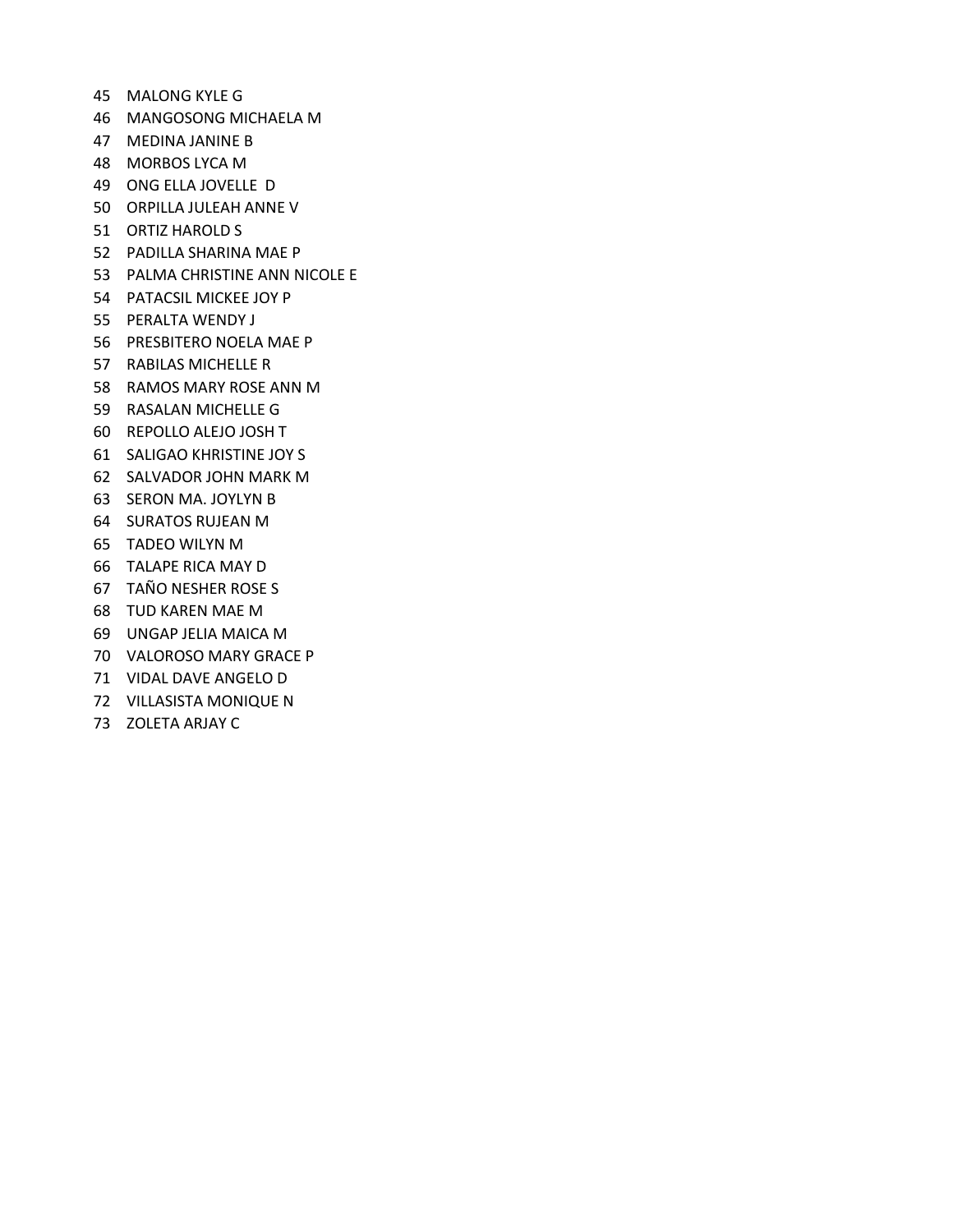45 MALONG KYLE G
46 MANGOSONG MICHAELA M
47 MEDINA JANINE B
48 MORBOS LYCA M
49 ONG ELLA JOVELLE D
50 ORPILLA JULEAH ANNE V
51 ORTIZ HAROLD S
52 PADILLA SHARINA MAE P
53 PALMA CHRISTINE ANN NICOLE E
54 PATACSIL MICKEE JOY P
55 PERALTA WENDY J
56 PRESBITERO NOELA MAE P
57 RABILAS MICHELLE R
58 RAMOS MARY ROSE ANN M
59 RASALAN MICHELLE G
60 REPOLLO ALEJO JOSH T
61 SALIGAO KHRISTINE JOY S
62 SALVADOR JOHN MARK M
63 SERON MA. JOYLYN B
64 SURATOS RUJEAN M
65 TADEO WILYN M
66 TALAPE RICA MAY D
67 TAÑO NESHER ROSE S
68 TUD KAREN MAE M
69 UNGAP JELIA MAICA M
70 VALOROSO MARY GRACE P
71 VIDAL DAVE ANGELO D
72 VILLASISTA MONIQUE N
73 ZOLETA ARJAY C